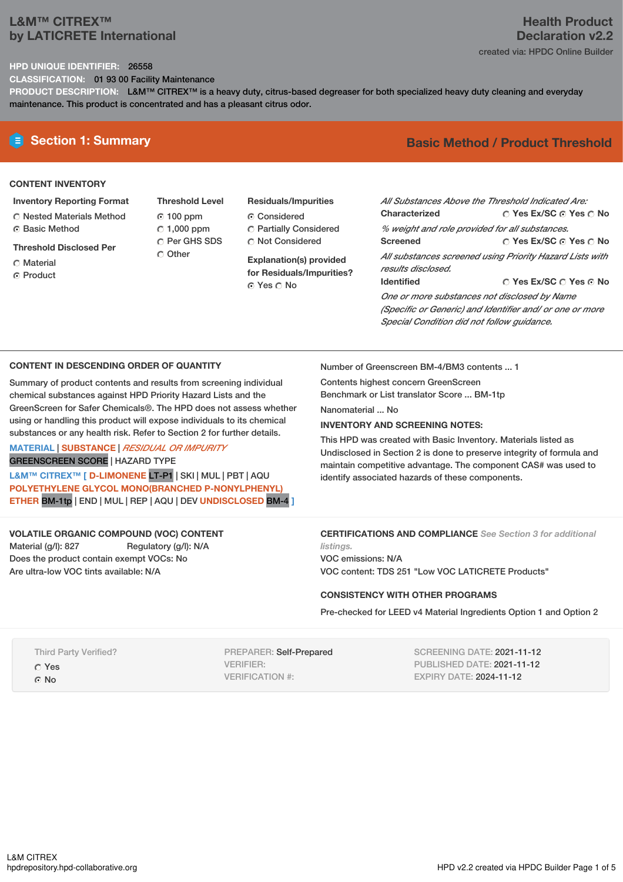# L&M™ CITREX™
by LATICRETE International

**Health Product Declaration v2.2**
created via: HPDC Online Builder

**HPD UNIQUE IDENTIFIER:** 26558
**CLASSIFICATION:** 01 93 00 Facility Maintenance
**PRODUCT DESCRIPTION:** L&M™ CITREX™ is a heavy duty, citrus-based degreaser for both specialized heavy duty cleaning and everyday maintenance. This product is concentrated and has a pleasant citrus odor.

## Section 1: Summary

**Basic Method / Product Threshold**

### CONTENT INVENTORY

**Inventory Reporting Format**
- ○ Nested Materials Method
- ● Basic Method

**Threshold Disclosed Per**
- ○ Material
- ● Product

**Threshold Level**
- ● 100 ppm
- ○ 1,000 ppm
- ○ Per GHS SDS
- ○ Other

**Residuals/Impurities**
- ● Considered
- ○ Partially Considered
- ○ Not Considered

**Explanation(s) provided for Residuals/Impurities?**
● Yes ○ No

*All Substances Above the Threshold Indicated Are:*

**Characterized** ○ Yes Ex/SC ● Yes ○ No
*% weight and role provided for all substances.*

**Screened** ○ Yes Ex/SC ● Yes ○ No
*All substances screened using Priority Hazard Lists with results disclosed.*

**Identified** ○ Yes Ex/SC ○ Yes ● No
*One or more substances not disclosed by Name (Specific or Generic) and Identifier and/ or one or more Special Condition did not follow guidance.*

### CONTENT IN DESCENDING ORDER OF QUANTITY

Summary of product contents and results from screening individual chemical substances against HPD Priority Hazard Lists and the GreenScreen for Safer Chemicals®. The HPD does not assess whether using or handling this product will expose individuals to its chemical substances or any health risk. Refer to Section 2 for further details.

MATERIAL | SUBSTANCE | *RESIDUAL OR IMPURITY*
GREENSCREEN SCORE | HAZARD TYPE

**L&M™ CITREX™ [ D-LIMONENE** LT-P1 | SKI | MUL | PBT | AQU **POLYETHYLENE GLYCOL MONO(BRANCHED P-NONYLPHENYL) ETHER** BM-1tp | END | MUL | REP | AQU | DEV **UNDISCLOSED** BM-4 **]**

Number of Greenscreen BM-4/BM3 contents ... 1

Contents highest concern GreenScreen Benchmark or List translator Score ... BM-1tp

Nanomaterial ... No

**INVENTORY AND SCREENING NOTES:**

This HPD was created with Basic Inventory. Materials listed as Undisclosed in Section 2 is done to preserve integrity of formula and maintain competitive advantage. The component CAS# was used to identify associated hazards of these components.

### VOLATILE ORGANIC COMPOUND (VOC) CONTENT

Material (g/l): 827 Regulatory (g/l): N/A
Does the product contain exempt VOCs: No
Are ultra-low VOC tints available: N/A

### CERTIFICATIONS AND COMPLIANCE *See Section 3 for additional listings.*

VOC emissions: N/A
VOC content: TDS 251 "Low VOC LATICRETE Products"

### CONSISTENCY WITH OTHER PROGRAMS

Pre-checked for LEED v4 Material Ingredients Option 1 and Option 2

Third Party Verified?
- ○ Yes
- ● No

PREPARER: Self-Prepared
VERIFIER:
VERIFICATION #:

SCREENING DATE: 2021-11-12
PUBLISHED DATE: 2021-11-12
EXPIRY DATE: 2024-11-12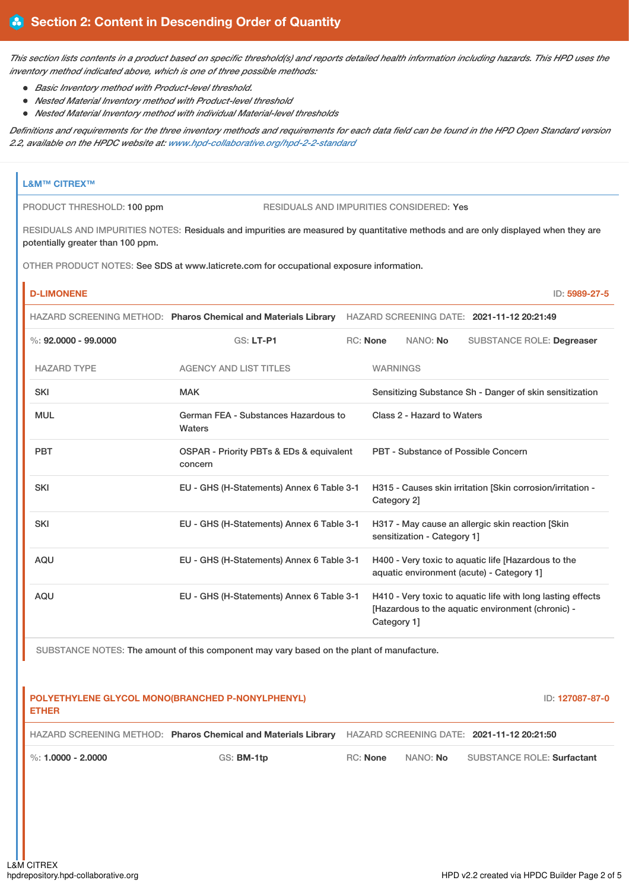## Section 2: Content in Descending Order of Quantity

*This section lists contents in a product based on specific threshold(s) and reports detailed health information including hazards. This HPD uses the inventory method indicated above, which is one of three possible methods:*

- *Basic Inventory method with Product-level threshold.*
- *Nested Material Inventory method with Product-level threshold*
- *Nested Material Inventory method with individual Material-level thresholds*

*Definitions and requirements for the three inventory methods and requirements for each data field can be found in the HPD Open Standard version 2.2, available on the HPDC website at: www.hpd-collaborative.org/hpd-2-2-standard*

### L&M™ CITREX™

PRODUCT THRESHOLD: 100 ppm

RESIDUALS AND IMPURITIES CONSIDERED: Yes

RESIDUALS AND IMPURITIES NOTES: Residuals and impurities are measured by quantitative methods and are only displayed when they are potentially greater than 100 ppm.

OTHER PRODUCT NOTES: See SDS at www.laticrete.com for occupational exposure information.

#### D-LIMONENE

ID: 5989-27-5

HAZARD SCREENING METHOD: **Pharos Chemical and Materials Library** HAZARD SCREENING DATE: **2021-11-12 20:21:49**

%: **92.0000 - 99.0000** GS: **LT-P1** RC: **None** NANO: **No** SUBSTANCE ROLE: **Degreaser**

| HAZARD TYPE | AGENCY AND LIST TITLES | WARNINGS |
|---|---|---|
| SKI | MAK | Sensitizing Substance Sh - Danger of skin sensitization |
| MUL | German FEA - Substances Hazardous to Waters | Class 2 - Hazard to Waters |
| PBT | OSPAR - Priority PBTs & EDs & equivalent concern | PBT - Substance of Possible Concern |
| SKI | EU - GHS (H-Statements) Annex 6 Table 3-1 | H315 - Causes skin irritation [Skin corrosion/irritation - Category 2] |
| SKI | EU - GHS (H-Statements) Annex 6 Table 3-1 | H317 - May cause an allergic skin reaction [Skin sensitization - Category 1] |
| AQU | EU - GHS (H-Statements) Annex 6 Table 3-1 | H400 - Very toxic to aquatic life [Hazardous to the aquatic environment (acute) - Category 1] |
| AQU | EU - GHS (H-Statements) Annex 6 Table 3-1 | H410 - Very toxic to aquatic life with long lasting effects [Hazardous to the aquatic environment (chronic) - Category 1] |

SUBSTANCE NOTES: The amount of this component may vary based on the plant of manufacture.

#### POLYETHYLENE GLYCOL MONO(BRANCHED P-NONYLPHENYL) ETHER

ID: 127087-87-0

HAZARD SCREENING METHOD: **Pharos Chemical and Materials Library** HAZARD SCREENING DATE: **2021-11-12 20:21:50**

%: **1.0000 - 2.0000** GS: **BM-1tp** RC: **None** NANO: **No** SUBSTANCE ROLE: **Surfactant**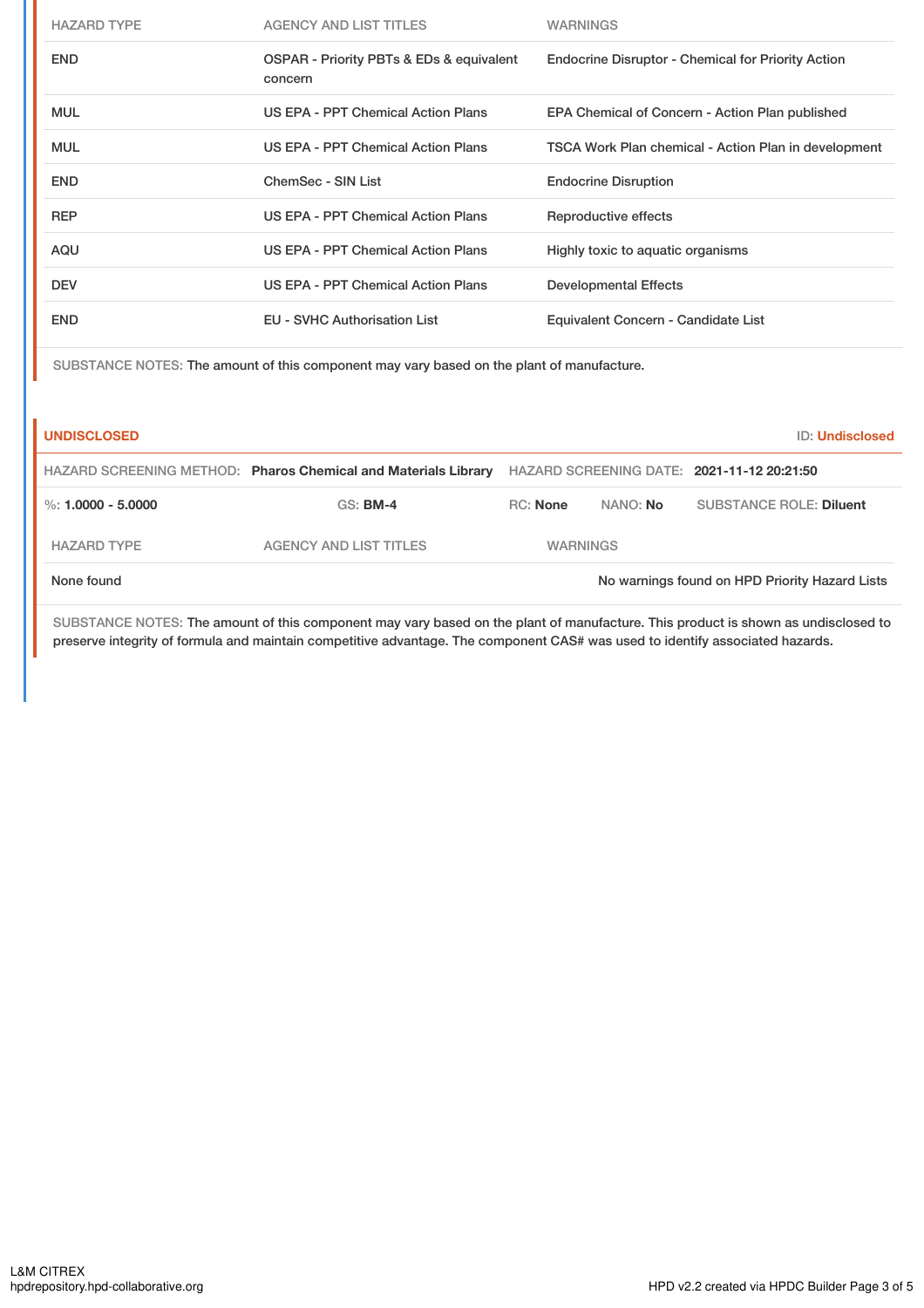| HAZARD TYPE | AGENCY AND LIST TITLES | WARNINGS |
| --- | --- | --- |
| END | OSPAR - Priority PBTs & EDs & equivalent concern | Endocrine Disruptor - Chemical for Priority Action |
| MUL | US EPA - PPT Chemical Action Plans | EPA Chemical of Concern - Action Plan published |
| MUL | US EPA - PPT Chemical Action Plans | TSCA Work Plan chemical - Action Plan in development |
| END | ChemSec - SIN List | Endocrine Disruption |
| REP | US EPA - PPT Chemical Action Plans | Reproductive effects |
| AQU | US EPA - PPT Chemical Action Plans | Highly toxic to aquatic organisms |
| DEV | US EPA - PPT Chemical Action Plans | Developmental Effects |
| END | EU - SVHC Authorisation List | Equivalent Concern - Candidate List |

SUBSTANCE NOTES: The amount of this component may vary based on the plant of manufacture.

**UNDISCLOSED** ID: **Undisclosed**

HAZARD SCREENING METHOD: **Pharos Chemical and Materials Library** HAZARD SCREENING DATE: **2021-11-12 20:21:50**

%: **1.0000 - 5.0000** GS: **BM-4** RC: **None** NANO: **No** SUBSTANCE ROLE: **Diluent**

| HAZARD TYPE | AGENCY AND LIST TITLES | WARNINGS |
| --- | --- | --- |
| None found | | No warnings found on HPD Priority Hazard Lists |

SUBSTANCE NOTES: The amount of this component may vary based on the plant of manufacture. This product is shown as undisclosed to preserve integrity of formula and maintain competitive advantage. The component CAS# was used to identify associated hazards.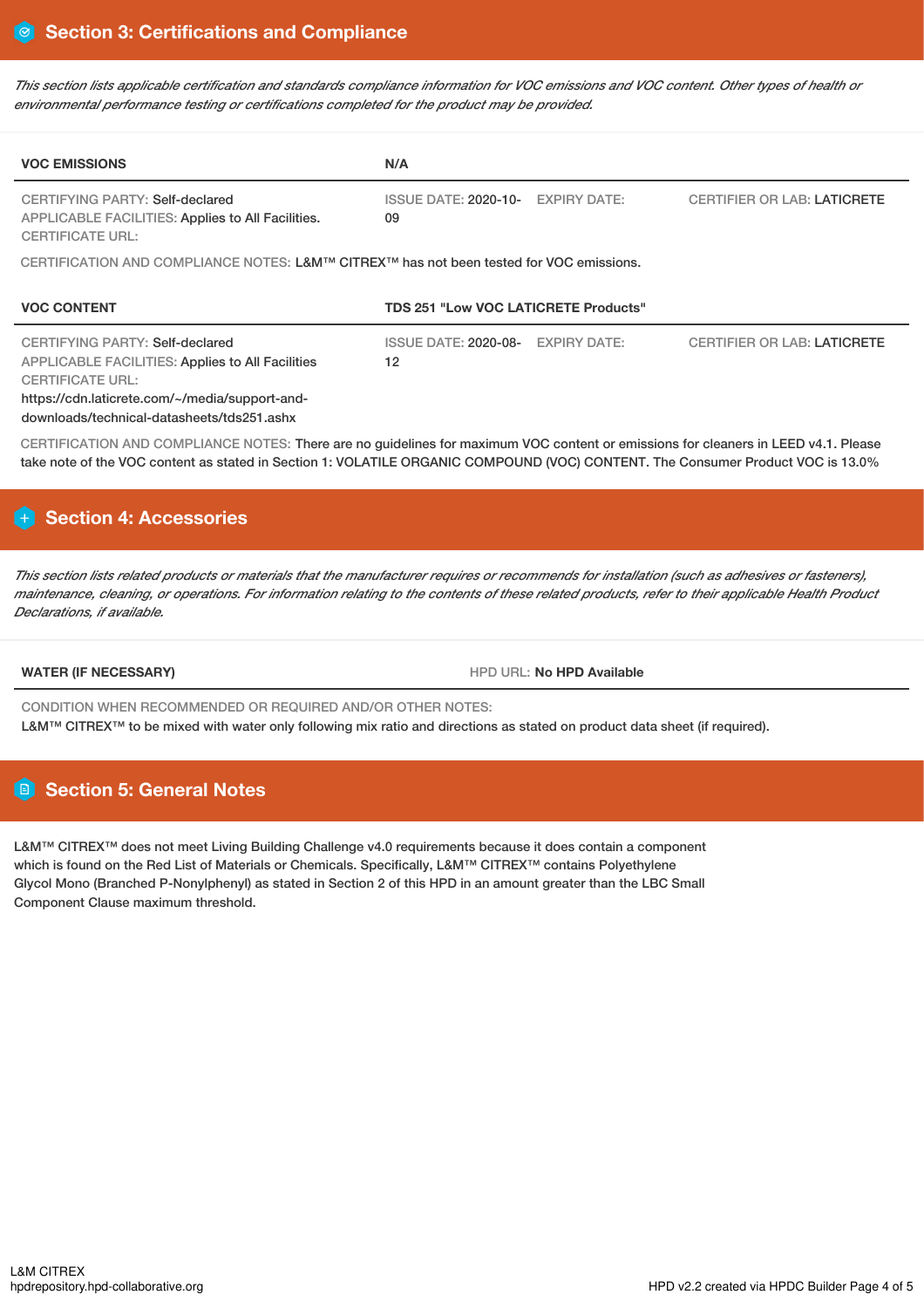## Section 3: Certifications and Compliance

*This section lists applicable certification and standards compliance information for VOC emissions and VOC content. Other types of health or environmental performance testing or certifications completed for the product may be provided.*

| VOC EMISSIONS | N/A | | |
|---|---|---|---|
| CERTIFYING PARTY: Self-declared<br>APPLICABLE FACILITIES: Applies to All Facilities.<br>CERTIFICATE URL: | ISSUE DATE: 2020-10-09 | EXPIRY DATE: | CERTIFIER OR LAB: LATICRETE |

CERTIFICATION AND COMPLIANCE NOTES: L&M™ CITREX™ has not been tested for VOC emissions.

| VOC CONTENT | TDS 251 "Low VOC LATICRETE Products" | | |
|---|---|---|---|
| CERTIFYING PARTY: Self-declared<br>APPLICABLE FACILITIES: Applies to All Facilities<br>CERTIFICATE URL:<br>https://cdn.laticrete.com/~/media/support-and-downloads/technical-datasheets/tds251.ashx | ISSUE DATE: 2020-08-12 | EXPIRY DATE: | CERTIFIER OR LAB: LATICRETE |

CERTIFICATION AND COMPLIANCE NOTES: There are no guidelines for maximum VOC content or emissions for cleaners in LEED v4.1. Please take note of the VOC content as stated in Section 1: VOLATILE ORGANIC COMPOUND (VOC) CONTENT. The Consumer Product VOC is 13.0%

## Section 4: Accessories

*This section lists related products or materials that the manufacturer requires or recommends for installation (such as adhesives or fasteners), maintenance, cleaning, or operations. For information relating to the contents of these related products, refer to their applicable Health Product Declarations, if available.*

| WATER (IF NECESSARY) | HPD URL: No HPD Available |
|---|---|

CONDITION WHEN RECOMMENDED OR REQUIRED AND/OR OTHER NOTES:
L&M™ CITREX™ to be mixed with water only following mix ratio and directions as stated on product data sheet (if required).

## Section 5: General Notes

L&M™ CITREX™ does not meet Living Building Challenge v4.0 requirements because it does contain a component which is found on the Red List of Materials or Chemicals. Specifically, L&M™ CITREX™ contains Polyethylene Glycol Mono (Branched P-Nonylphenyl) as stated in Section 2 of this HPD in an amount greater than the LBC Small Component Clause maximum threshold.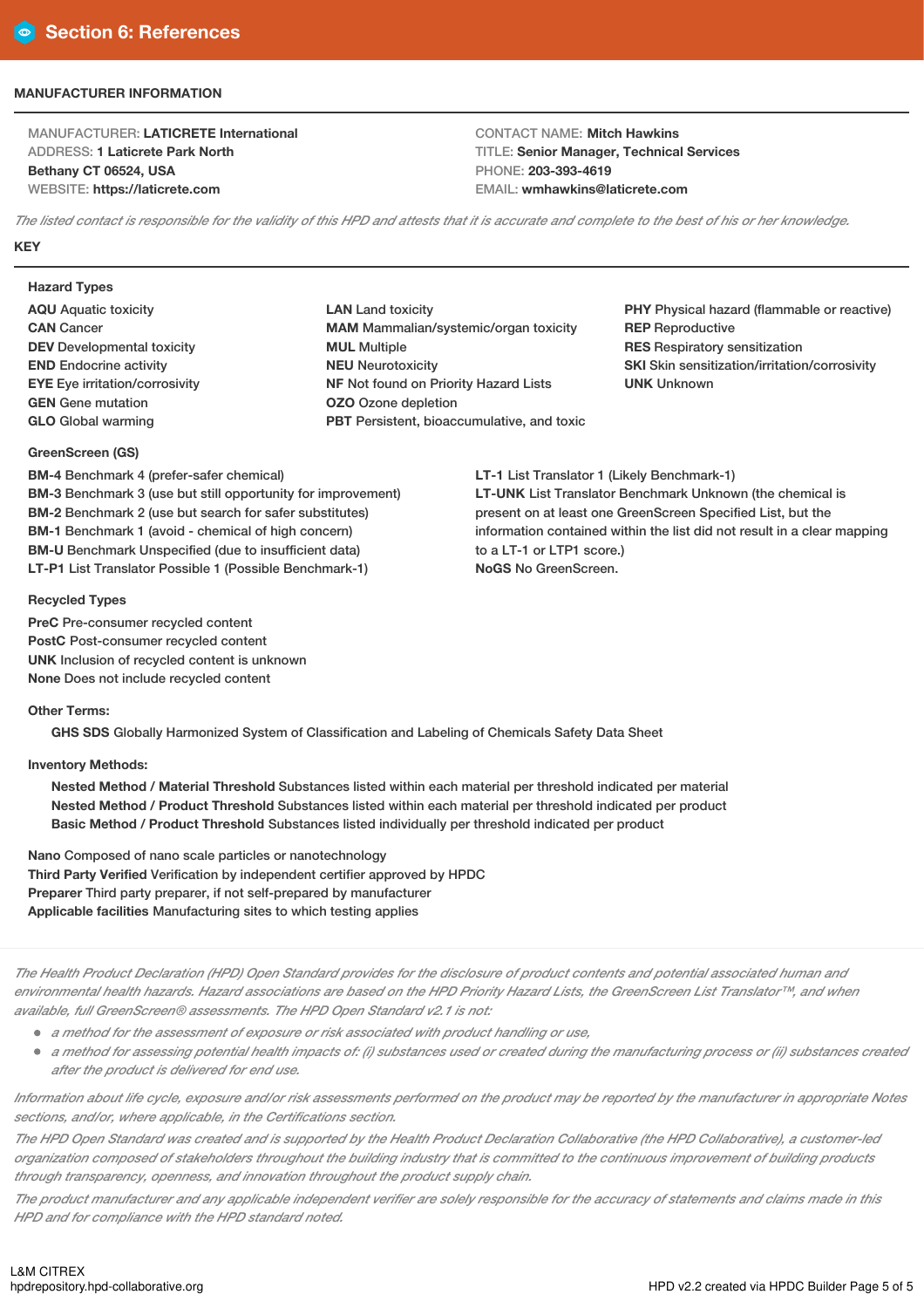## Section 6: References

### MANUFACTURER INFORMATION

MANUFACTURER: **LATICRETE International**
ADDRESS: **1 Laticrete Park North**
**Bethany CT 06524, USA**
WEBSITE: **https://laticrete.com**

CONTACT NAME: **Mitch Hawkins**
TITLE: **Senior Manager, Technical Services**
PHONE: **203-393-4619**
EMAIL: **wmhawkins@laticrete.com**

*The listed contact is responsible for the validity of this HPD and attests that it is accurate and complete to the best of his or her knowledge.*

### KEY

**Hazard Types**

**AQU** Aquatic toxicity
**CAN** Cancer
**DEV** Developmental toxicity
**END** Endocrine activity
**EYE** Eye irritation/corrosivity
**GEN** Gene mutation
**GLO** Global warming
**LAN** Land toxicity
**MAM** Mammalian/systemic/organ toxicity
**MUL** Multiple
**NEU** Neurotoxicity
**NF** Not found on Priority Hazard Lists
**OZO** Ozone depletion
**PBT** Persistent, bioaccumulative, and toxic
**PHY** Physical hazard (flammable or reactive)
**REP** Reproductive
**RES** Respiratory sensitization
**SKI** Skin sensitization/irritation/corrosivity
**UNK** Unknown

**GreenScreen (GS)**

**BM-4** Benchmark 4 (prefer-safer chemical)
**BM-3** Benchmark 3 (use but still opportunity for improvement)
**BM-2** Benchmark 2 (use but search for safer substitutes)
**BM-1** Benchmark 1 (avoid - chemical of high concern)
**BM-U** Benchmark Unspecified (due to insufficient data)
**LT-P1** List Translator Possible 1 (Possible Benchmark-1)
**LT-1** List Translator 1 (Likely Benchmark-1)
**LT-UNK** List Translator Benchmark Unknown (the chemical is present on at least one GreenScreen Specified List, but the information contained within the list did not result in a clear mapping to a LT-1 or LTP1 score.)
**NoGS** No GreenScreen.

**Recycled Types**

**PreC** Pre-consumer recycled content
**PostC** Post-consumer recycled content
**UNK** Inclusion of recycled content is unknown
**None** Does not include recycled content

**Other Terms:**

**GHS SDS** Globally Harmonized System of Classification and Labeling of Chemicals Safety Data Sheet

**Inventory Methods:**

**Nested Method / Material Threshold** Substances listed within each material per threshold indicated per material
**Nested Method / Product Threshold** Substances listed within each material per threshold indicated per product
**Basic Method / Product Threshold** Substances listed individually per threshold indicated per product

**Nano** Composed of nano scale particles or nanotechnology
**Third Party Verified** Verification by independent certifier approved by HPDC
**Preparer** Third party preparer, if not self-prepared by manufacturer
**Applicable facilities** Manufacturing sites to which testing applies

*The Health Product Declaration (HPD) Open Standard provides for the disclosure of product contents and potential associated human and environmental health hazards. Hazard associations are based on the HPD Priority Hazard Lists, the GreenScreen List Translator™, and when available, full GreenScreen® assessments. The HPD Open Standard v2.1 is not:*

- *a method for the assessment of exposure or risk associated with product handling or use,*
- *a method for assessing potential health impacts of: (i) substances used or created during the manufacturing process or (ii) substances created after the product is delivered for end use.*

*Information about life cycle, exposure and/or risk assessments performed on the product may be reported by the manufacturer in appropriate Notes sections, and/or, where applicable, in the Certifications section.*

*The HPD Open Standard was created and is supported by the Health Product Declaration Collaborative (the HPD Collaborative), a customer-led organization composed of stakeholders throughout the building industry that is committed to the continuous improvement of building products through transparency, openness, and innovation throughout the product supply chain.*

*The product manufacturer and any applicable independent verifier are solely responsible for the accuracy of statements and claims made in this HPD and for compliance with the HPD standard noted.*